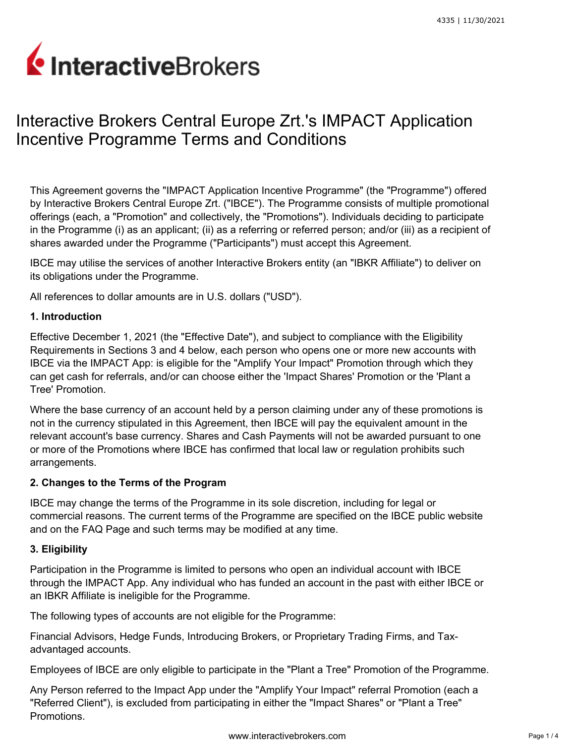# Interactive Brokers Central Europe Zrt.'s IMPACT Application Incentive Programme Terms and Conditions

This Agreement governs the "IMPACT Application Incentive Programme" (the "Programme") offered by Interactive Brokers Central Europe Zrt. ("IBCE"). The Programme consists of multiple promotional offerings (each, a "Promotion" and collectively, the "Promotions"). Individuals deciding to participate in the Programme (i) as an applicant; (ii) as a referring or referred person; and/or (iii) as a recipient of shares awarded under the Programme ("Participants") must accept this Agreement.

IBCE may utilise the services of another Interactive Brokers entity (an "IBKR Affiliate") to deliver on its obligations under the Programme.

All references to dollar amounts are in U.S. dollars ("USD").

**1. Introduction**

Effective December 1, 2021 (the "Effective Date"), and subject to compliance with the Eligibility Requirements in Sections 3 and 4 below, each person who opens one or more new accounts with IBCE via the IMPACT App: is eligible for the "Amplify Your Impact" Promotion through which they can get cash for referrals, and/or can choose either the 'Impact Shares' Promotion or the 'Plant a Tree' Promotion.

Where the base currency of an account held by a person claiming under any of these promotions is not in the currency stipulated in this Agreement, then IBCE will pay the equivalent amount in the relevant account's base currency. Shares and Cash Payments will not be awarded pursuant to one or more of the Promotions where IBCE has confirmed that local law or regulation prohibits such arrangements.

**2. Changes to the Terms of the Program**

IBCE may change the terms of the Programme in its sole discretion, including for legal or commercial reasons. The current terms of the Programme are specified on the IBCE public website and on the FAQ Page and such terms may be modified at any time.

**3. Eligibility**

Participation in the Programme is limited to persons who open an individual account with IBCE through the IMPACT App. Any individual who has funded an account in the past with either IBCE or an IBKR Affiliate is ineligible for the Programme.

The following types of accounts are not eligible for the Programme:

Financial Advisors, Hedge Funds, Introducing Brokers, or Proprietary Trading Firms, and Tax-advantaged accounts.

Employees of IBCE are only eligible to participate in the "Plant a Tree" Promotion of the Programme.

Any Person referred to the Impact App under the "Amplify Your Impact" referral Promotion (each a "Referred Client"), is excluded from participating in either the "Impact Shares" or "Plant a Tree" Promotions.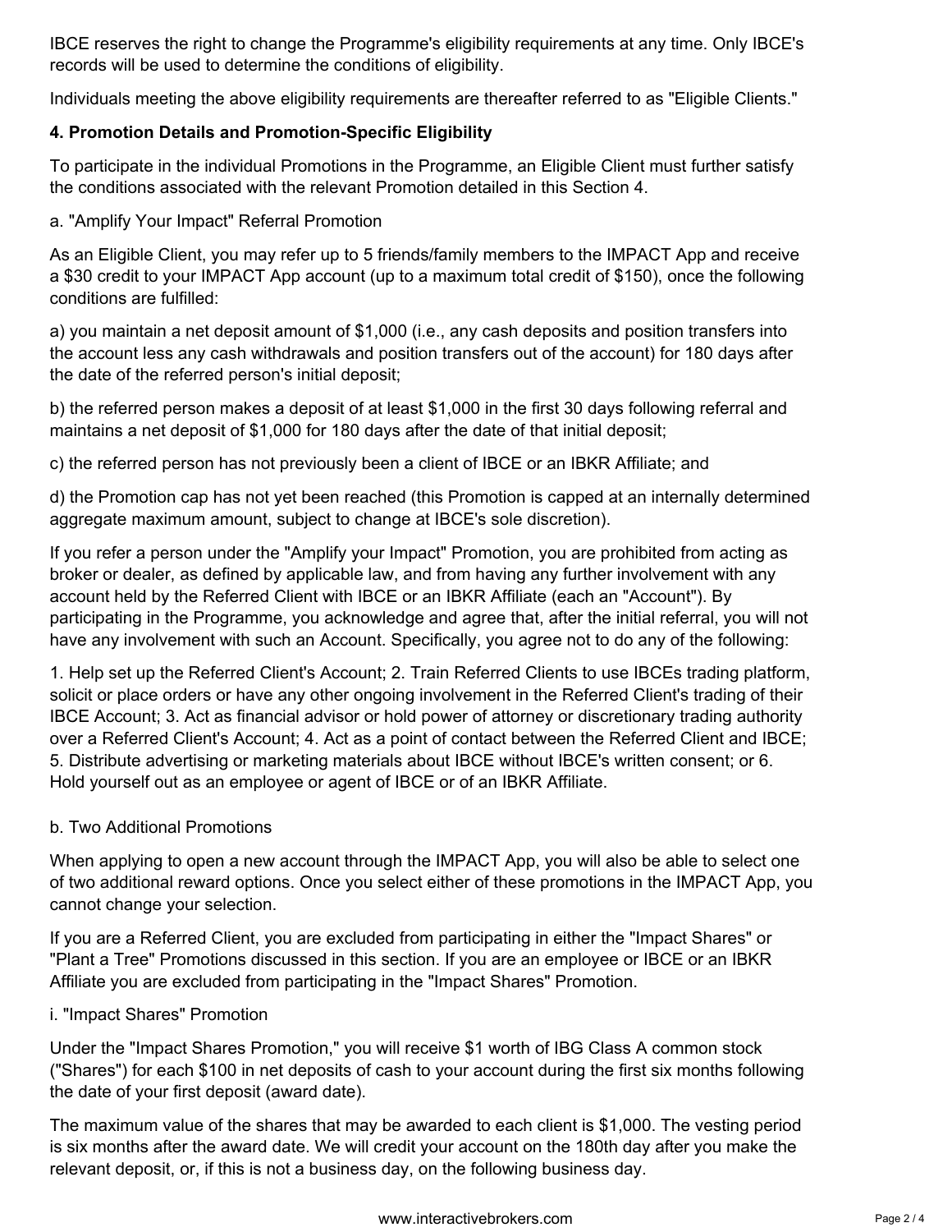IBCE reserves the right to change the Programme's eligibility requirements at any time. Only IBCE's records will be used to determine the conditions of eligibility.

Individuals meeting the above eligibility requirements are thereafter referred to as "Eligible Clients."

**4. Promotion Details and Promotion-Specific Eligibility**

To participate in the individual Promotions in the Programme, an Eligible Client must further satisfy the conditions associated with the relevant Promotion detailed in this Section 4.

a. "Amplify Your Impact" Referral Promotion

As an Eligible Client, you may refer up to 5 friends/family members to the IMPACT App and receive a $30 credit to your IMPACT App account (up to a maximum total credit of $150), once the following conditions are fulfilled:

a) you maintain a net deposit amount of $1,000 (i.e., any cash deposits and position transfers into the account less any cash withdrawals and position transfers out of the account) for 180 days after the date of the referred person's initial deposit;

b) the referred person makes a deposit of at least $1,000 in the first 30 days following referral and maintains a net deposit of $1,000 for 180 days after the date of that initial deposit;

c) the referred person has not previously been a client of IBCE or an IBKR Affiliate; and

d) the Promotion cap has not yet been reached (this Promotion is capped at an internally determined aggregate maximum amount, subject to change at IBCE's sole discretion).

If you refer a person under the "Amplify your Impact" Promotion, you are prohibited from acting as broker or dealer, as defined by applicable law, and from having any further involvement with any account held by the Referred Client with IBCE or an IBKR Affiliate (each an "Account"). By participating in the Programme, you acknowledge and agree that, after the initial referral, you will not have any involvement with such an Account. Specifically, you agree not to do any of the following:

1. Help set up the Referred Client's Account; 2. Train Referred Clients to use IBCEs trading platform, solicit or place orders or have any other ongoing involvement in the Referred Client's trading of their IBCE Account; 3. Act as financial advisor or hold power of attorney or discretionary trading authority over a Referred Client's Account; 4. Act as a point of contact between the Referred Client and IBCE; 5. Distribute advertising or marketing materials about IBCE without IBCE's written consent; or 6. Hold yourself out as an employee or agent of IBCE or of an IBKR Affiliate.

b. Two Additional Promotions

When applying to open a new account through the IMPACT App, you will also be able to select one of two additional reward options. Once you select either of these promotions in the IMPACT App, you cannot change your selection.

If you are a Referred Client, you are excluded from participating in either the "Impact Shares" or "Plant a Tree" Promotions discussed in this section. If you are an employee or IBCE or an IBKR Affiliate you are excluded from participating in the "Impact Shares" Promotion.

i. "Impact Shares" Promotion

Under the "Impact Shares Promotion," you will receive $1 worth of IBG Class A common stock ("Shares") for each $100 in net deposits of cash to your account during the first six months following the date of your first deposit (award date).

The maximum value of the shares that may be awarded to each client is $1,000. The vesting period is six months after the award date. We will credit your account on the 180th day after you make the relevant deposit, or, if this is not a business day, on the following business day.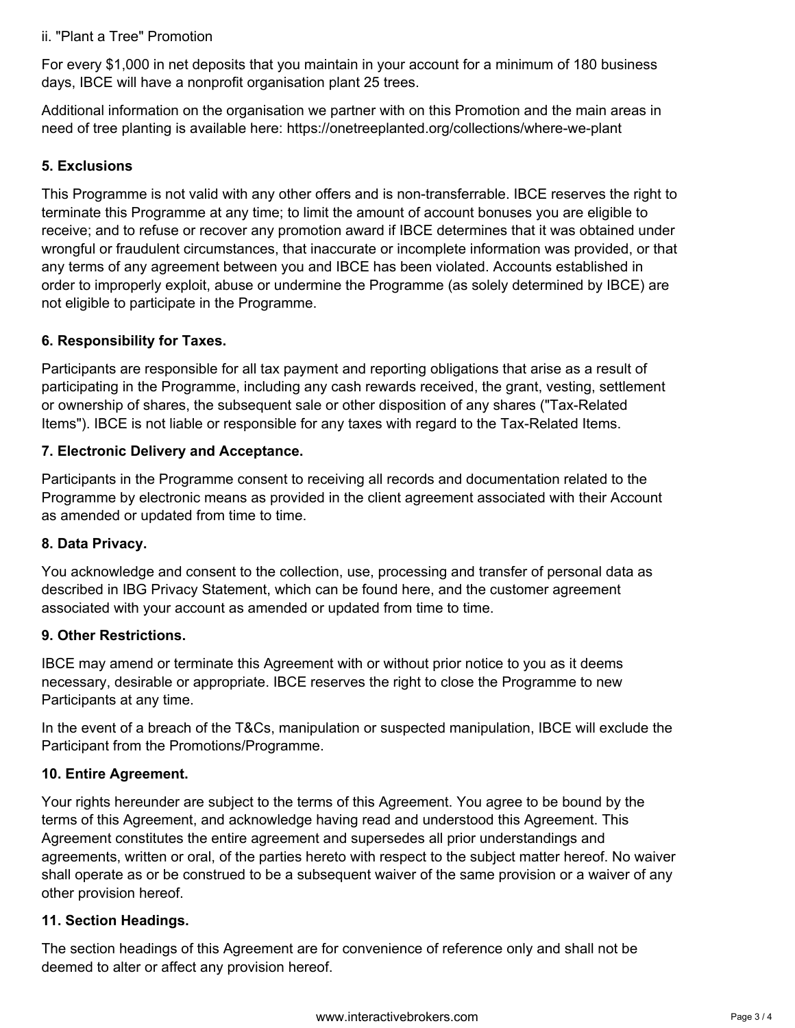ii. "Plant a Tree" Promotion

For every $1,000 in net deposits that you maintain in your account for a minimum of 180 business days, IBCE will have a nonprofit organisation plant 25 trees.

Additional information on the organisation we partner with on this Promotion and the main areas in need of tree planting is available here: https://onetreeplanted.org/collections/where-we-plant

### 5. Exclusions

This Programme is not valid with any other offers and is non-transferrable. IBCE reserves the right to terminate this Programme at any time; to limit the amount of account bonuses you are eligible to receive; and to refuse or recover any promotion award if IBCE determines that it was obtained under wrongful or fraudulent circumstances, that inaccurate or incomplete information was provided, or that any terms of any agreement between you and IBCE has been violated. Accounts established in order to improperly exploit, abuse or undermine the Programme (as solely determined by IBCE) are not eligible to participate in the Programme.

### 6. Responsibility for Taxes.

Participants are responsible for all tax payment and reporting obligations that arise as a result of participating in the Programme, including any cash rewards received, the grant, vesting, settlement or ownership of shares, the subsequent sale or other disposition of any shares ("Tax-Related Items"). IBCE is not liable or responsible for any taxes with regard to the Tax-Related Items.

### 7. Electronic Delivery and Acceptance.

Participants in the Programme consent to receiving all records and documentation related to the Programme by electronic means as provided in the client agreement associated with their Account as amended or updated from time to time.

### 8. Data Privacy.

You acknowledge and consent to the collection, use, processing and transfer of personal data as described in IBG Privacy Statement, which can be found here, and the customer agreement associated with your account as amended or updated from time to time.

### 9. Other Restrictions.

IBCE may amend or terminate this Agreement with or without prior notice to you as it deems necessary, desirable or appropriate. IBCE reserves the right to close the Programme to new Participants at any time.

In the event of a breach of the T&Cs, manipulation or suspected manipulation, IBCE will exclude the Participant from the Promotions/Programme.

### 10. Entire Agreement.

Your rights hereunder are subject to the terms of this Agreement. You agree to be bound by the terms of this Agreement, and acknowledge having read and understood this Agreement. This Agreement constitutes the entire agreement and supersedes all prior understandings and agreements, written or oral, of the parties hereto with respect to the subject matter hereof. No waiver shall operate as or be construed to be a subsequent waiver of the same provision or a waiver of any other provision hereof.

### 11. Section Headings.

The section headings of this Agreement are for convenience of reference only and shall not be deemed to alter or affect any provision hereof.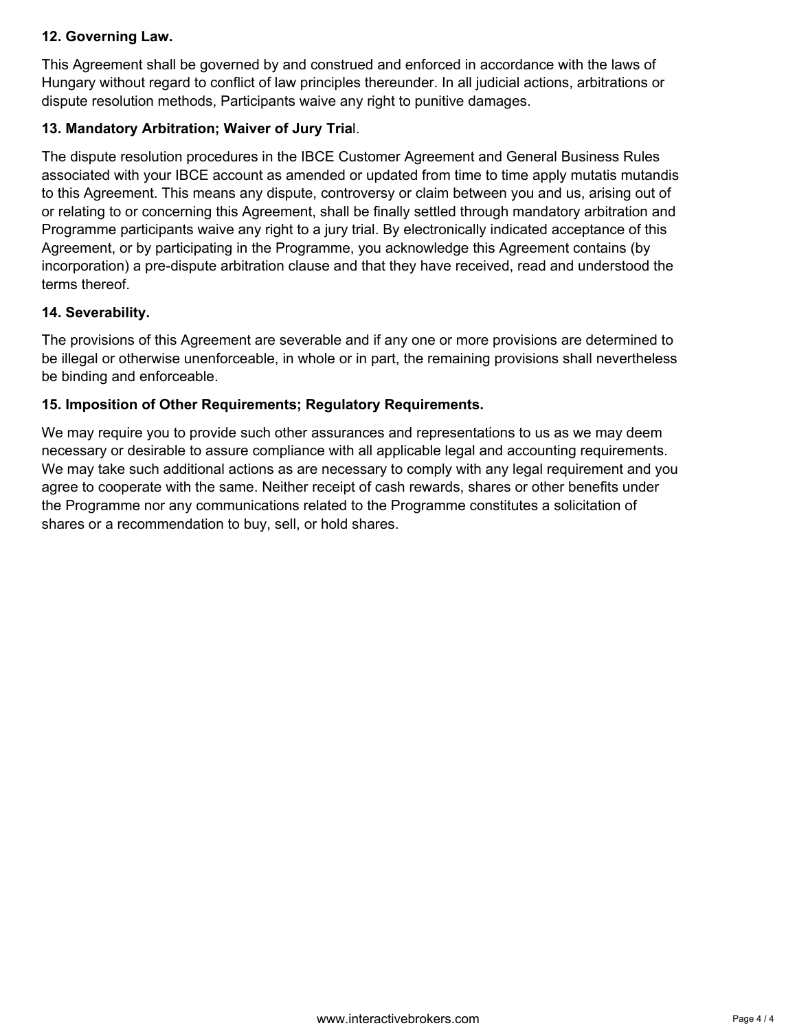**12. Governing Law.**

This Agreement shall be governed by and construed and enforced in accordance with the laws of Hungary without regard to conflict of law principles thereunder. In all judicial actions, arbitrations or dispute resolution methods, Participants waive any right to punitive damages.

**13. Mandatory Arbitration; Waiver of Jury Trial.**

The dispute resolution procedures in the IBCE Customer Agreement and General Business Rules associated with your IBCE account as amended or updated from time to time apply mutatis mutandis to this Agreement. This means any dispute, controversy or claim between you and us, arising out of or relating to or concerning this Agreement, shall be finally settled through mandatory arbitration and Programme participants waive any right to a jury trial. By electronically indicated acceptance of this Agreement, or by participating in the Programme, you acknowledge this Agreement contains (by incorporation) a pre-dispute arbitration clause and that they have received, read and understood the terms thereof.

**14. Severability.**

The provisions of this Agreement are severable and if any one or more provisions are determined to be illegal or otherwise unenforceable, in whole or in part, the remaining provisions shall nevertheless be binding and enforceable.

**15. Imposition of Other Requirements; Regulatory Requirements.**

We may require you to provide such other assurances and representations to us as we may deem necessary or desirable to assure compliance with all applicable legal and accounting requirements. We may take such additional actions as are necessary to comply with any legal requirement and you agree to cooperate with the same. Neither receipt of cash rewards, shares or other benefits under the Programme nor any communications related to the Programme constitutes a solicitation of shares or a recommendation to buy, sell, or hold shares.